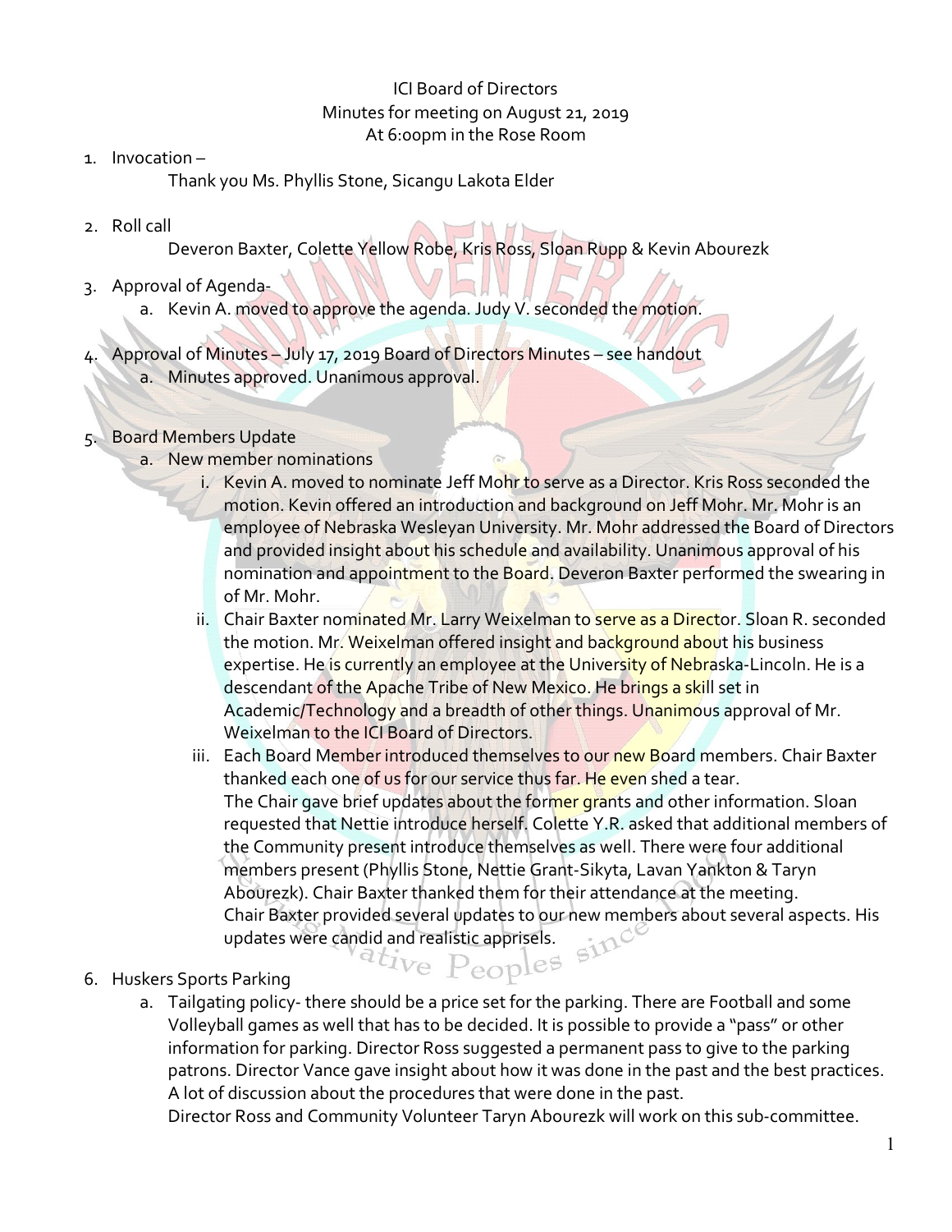ICI Board of Directors
Minutes for meeting on August 21, 2019
At 6:00pm in the Rose Room

1. Invocation –
   Thank you Ms. Phyllis Stone, Sicangu Lakota Elder

2. Roll call
   Deveron Baxter, Colette Yellow Robe, Kris Ross, Sloan Rupp & Kevin Abourezk

3. Approval of Agenda-
   a. Kevin A. moved to approve the agenda. Judy V. seconded the motion.

4. Approval of Minutes – July 17, 2019 Board of Directors Minutes – see handout
   a. Minutes approved. Unanimous approval.

5. Board Members Update
   a. New member nominations
      i. Kevin A. moved to nominate Jeff Mohr to serve as a Director. Kris Ross seconded the motion. Kevin offered an introduction and background on Jeff Mohr. Mr. Mohr is an employee of Nebraska Wesleyan University. Mr. Mohr addressed the Board of Directors and provided insight about his schedule and availability. Unanimous approval of his nomination and appointment to the Board. Deveron Baxter performed the swearing in of Mr. Mohr.
      ii. Chair Baxter nominated Mr. Larry Weixelman to serve as a Director. Sloan R. seconded the motion. Mr. Weixelman offered insight and background about his business expertise. He is currently an employee at the University of Nebraska-Lincoln. He is a descendant of the Apache Tribe of New Mexico. He brings a skill set in Academic/Technology and a breadth of other things. Unanimous approval of Mr. Weixelman to the ICI Board of Directors.
      iii. Each Board Member introduced themselves to our new Board members. Chair Baxter thanked each one of us for our service thus far. He even shed a tear.
      The Chair gave brief updates about the former grants and other information. Sloan requested that Nettie introduce herself. Colette Y.R. asked that additional members of the Community present introduce themselves as well. There were four additional members present (Phyllis Stone, Nettie Grant-Sikyta, Lavan Yankton & Taryn Abourezk). Chair Baxter thanked them for their attendance at the meeting.
      Chair Baxter provided several updates to our new members about several aspects. His updates were candid and realistic apprisels.

6. Huskers Sports Parking
   a. Tailgating policy- there should be a price set for the parking. There are Football and some Volleyball games as well that has to be decided. It is possible to provide a "pass" or other information for parking. Director Ross suggested a permanent pass to give to the parking patrons. Director Vance gave insight about how it was done in the past and the best practices. A lot of discussion about the procedures that were done in the past.
   Director Ross and Community Volunteer Taryn Abourezk will work on this sub-committee.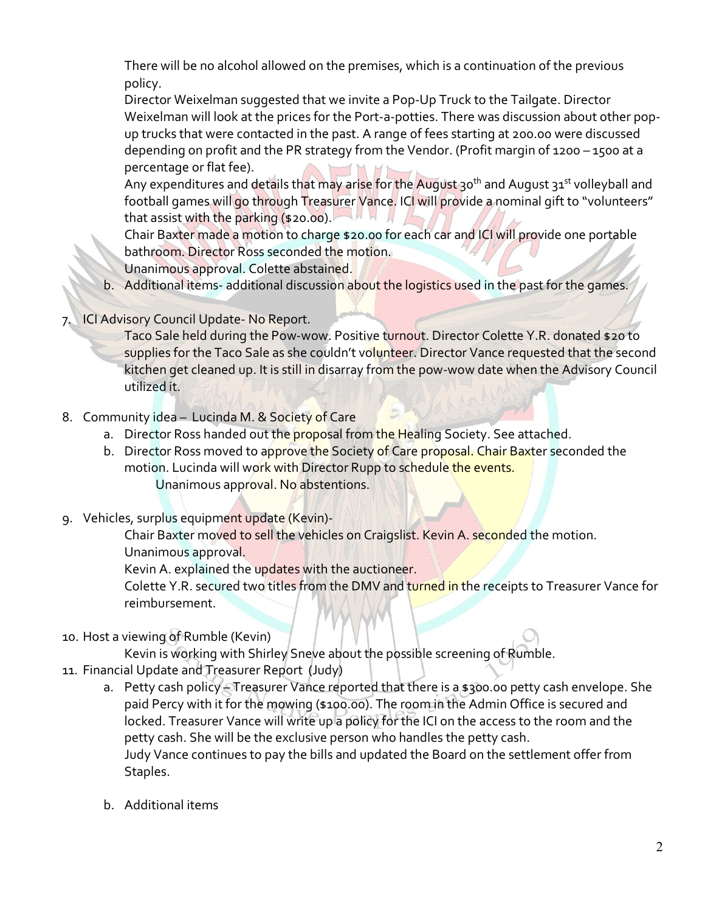There will be no alcohol allowed on the premises, which is a continuation of the previous policy.

Director Weixelman suggested that we invite a Pop-Up Truck to the Tailgate. Director Weixelman will look at the prices for the Port-a-potties. There was discussion about other pop-up trucks that were contacted in the past. A range of fees starting at 200.00 were discussed depending on profit and the PR strategy from the Vendor. (Profit margin of 1200 – 1500 at a percentage or flat fee).

Any expenditures and details that may arise for the August 30th and August 31st volleyball and football games will go through Treasurer Vance. ICI will provide a nominal gift to "volunteers" that assist with the parking ($20.00).

Chair Baxter made a motion to charge $20.00 for each car and ICI will provide one portable bathroom. Director Ross seconded the motion.

Unanimous approval. Colette abstained.

   b. Additional items- additional discussion about the logistics used in the past for the games.

7. ICI Advisory Council Update- No Report.

   Taco Sale held during the Pow-wow. Positive turnout. Director Colette Y.R. donated $20 to supplies for the Taco Sale as she couldn't volunteer. Director Vance requested that the second kitchen get cleaned up. It is still in disarray from the pow-wow date when the Advisory Council utilized it.

8. Community idea – Lucinda M. & Society of Care
   a. Director Ross handed out the proposal from the Healing Society. See attached.
   b. Director Ross moved to approve the Society of Care proposal. Chair Baxter seconded the motion. Lucinda will work with Director Rupp to schedule the events.

      Unanimous approval. No abstentions.

9. Vehicles, surplus equipment update (Kevin)-

   Chair Baxter moved to sell the vehicles on Craigslist. Kevin A. seconded the motion.

   Unanimous approval.

   Kevin A. explained the updates with the auctioneer.

   Colette Y.R. secured two titles from the DMV and turned in the receipts to Treasurer Vance for reimbursement.

10. Host a viewing of Rumble (Kevin)

    Kevin is working with Shirley Sneve about the possible screening of Rumble.

11. Financial Update and Treasurer Report (Judy)
    a. Petty cash policy – Treasurer Vance reported that there is a $300.00 petty cash envelope. She paid Percy with it for the mowing ($100.00). The room in the Admin Office is secured and locked. Treasurer Vance will write up a policy for the ICI on the access to the room and the petty cash. She will be the exclusive person who handles the petty cash.

       Judy Vance continues to pay the bills and updated the Board on the settlement offer from Staples.

    b. Additional items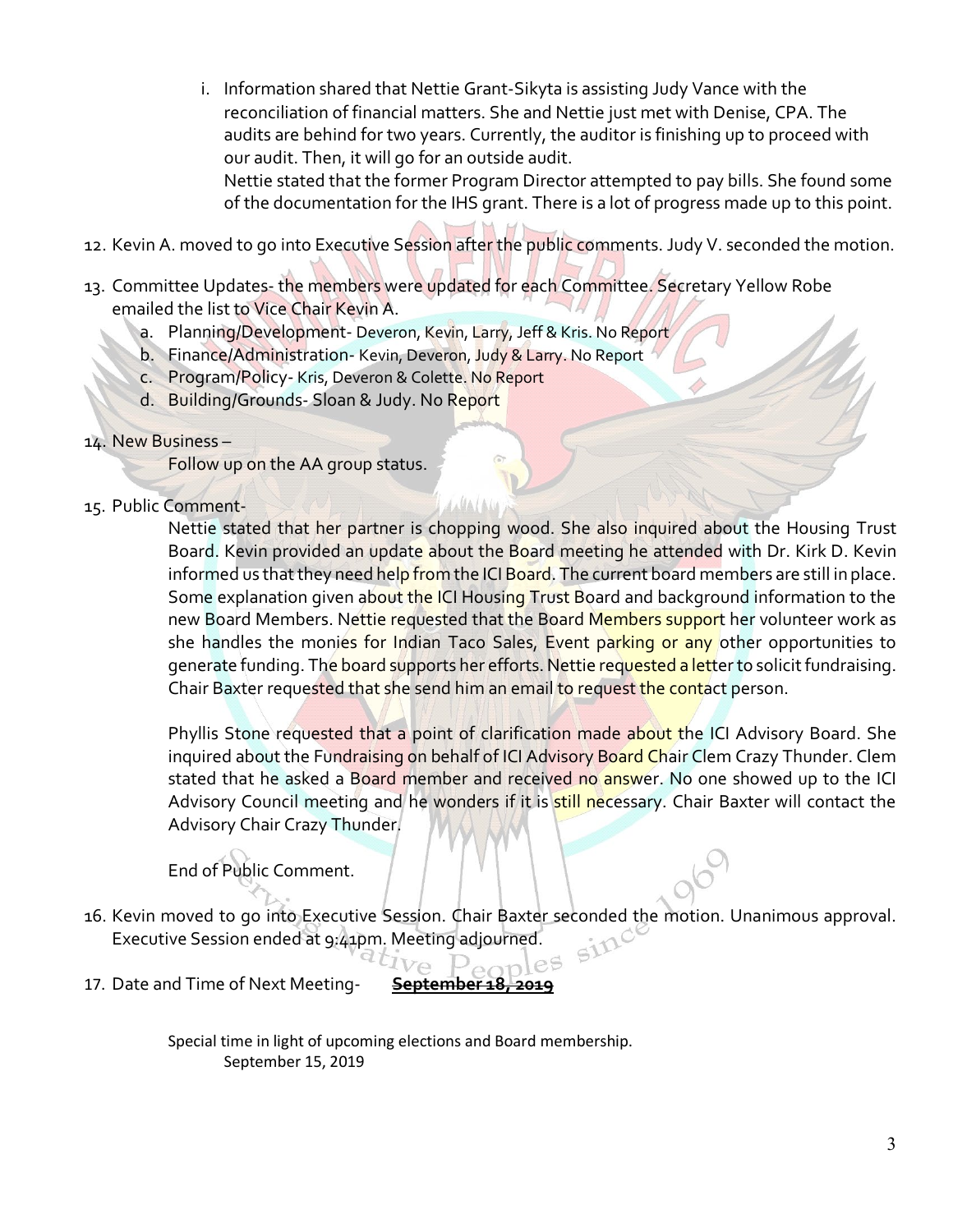i. Information shared that Nettie Grant-Sikyta is assisting Judy Vance with the reconciliation of financial matters. She and Nettie just met with Denise, CPA. The audits are behind for two years. Currently, the auditor is finishing up to proceed with our audit. Then, it will go for an outside audit.
   Nettie stated that the former Program Director attempted to pay bills. She found some of the documentation for the IHS grant. There is a lot of progress made up to this point.

12. Kevin A. moved to go into Executive Session after the public comments. Judy V. seconded the motion.

13. Committee Updates- the members were updated for each Committee. Secretary Yellow Robe emailed the list to Vice Chair Kevin A.
    a. Planning/Development- Deveron, Kevin, Larry, Jeff & Kris. No Report
    b. Finance/Administration- Kevin, Deveron, Judy & Larry. No Report
    c. Program/Policy- Kris, Deveron & Colette. No Report
    d. Building/Grounds- Sloan & Judy. No Report

14. New Business –
    Follow up on the AA group status.

15. Public Comment-
    Nettie stated that her partner is chopping wood. She also inquired about the Housing Trust Board. Kevin provided an update about the Board meeting he attended with Dr. Kirk D. Kevin informed us that they need help from the ICI Board. The current board members are still in place. Some explanation given about the ICI Housing Trust Board and background information to the new Board Members. Nettie requested that the Board Members support her volunteer work as she handles the monies for Indian Taco Sales, Event parking or any other opportunities to generate funding. The board supports her efforts. Nettie requested a letter to solicit fundraising. Chair Baxter requested that she send him an email to request the contact person.

    Phyllis Stone requested that a point of clarification made about the ICI Advisory Board. She inquired about the Fundraising on behalf of ICI Advisory Board Chair Clem Crazy Thunder. Clem stated that he asked a Board member and received no answer. No one showed up to the ICI Advisory Council meeting and he wonders if it is still necessary. Chair Baxter will contact the Advisory Chair Crazy Thunder.

    End of Public Comment.

16. Kevin moved to go into Executive Session. Chair Baxter seconded the motion. Unanimous approval. Executive Session ended at 9:41pm. Meeting adjourned.

17. Date and Time of Next Meeting- ~~**September 18, 2019**~~

    Special time in light of upcoming elections and Board membership.
    September 15, 2019